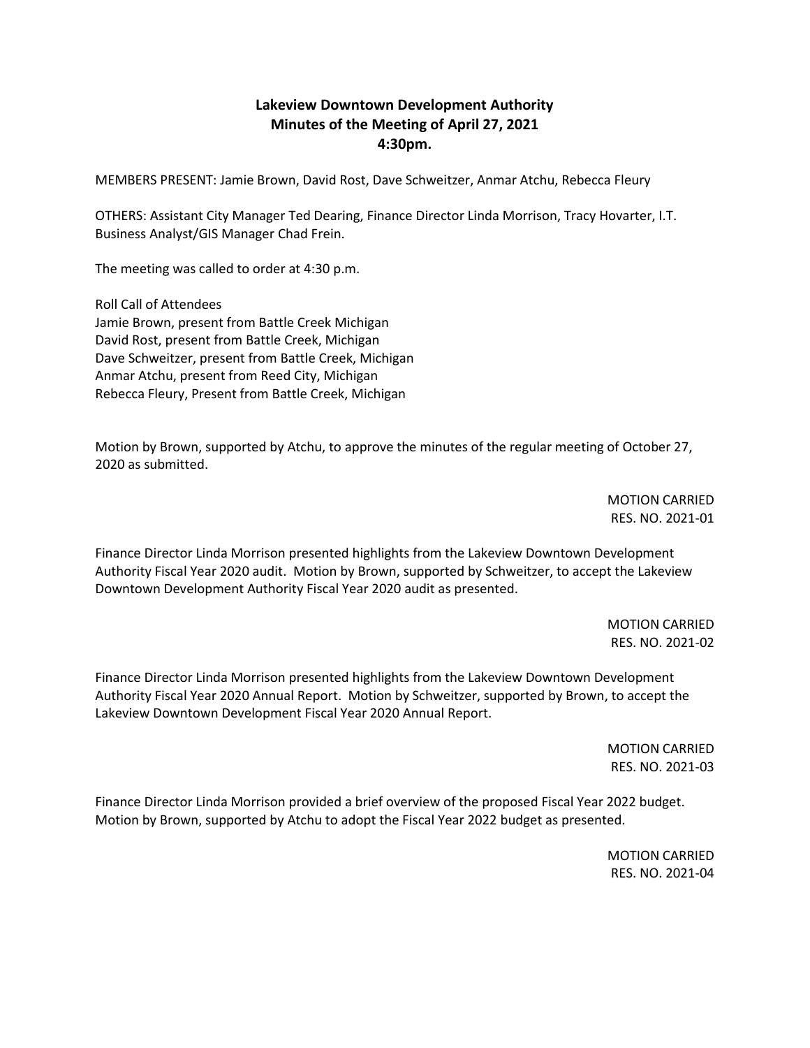# Lakeview Downtown Development Authority
## Minutes of the Meeting of April 27, 2021
## 4:30pm.

MEMBERS PRESENT: Jamie Brown, David Rost, Dave Schweitzer, Anmar Atchu, Rebecca Fleury

OTHERS: Assistant City Manager Ted Dearing, Finance Director Linda Morrison, Tracy Hovarter, I.T. Business Analyst/GIS Manager Chad Frein.

The meeting was called to order at 4:30 p.m.

Roll Call of Attendees  
Jamie Brown, present from Battle Creek Michigan  
David Rost, present from Battle Creek, Michigan  
Dave Schweitzer, present from Battle Creek, Michigan  
Anmar Atchu, present from Reed City, Michigan  
Rebecca Fleury, Present from Battle Creek, Michigan

Motion by Brown, supported by Atchu, to approve the minutes of the regular meeting of October 27, 2020 as submitted.

MOTION CARRIED  
RES. NO. 2021-01

Finance Director Linda Morrison presented highlights from the Lakeview Downtown Development Authority Fiscal Year 2020 audit. Motion by Brown, supported by Schweitzer, to accept the Lakeview Downtown Development Authority Fiscal Year 2020 audit as presented.

MOTION CARRIED  
RES. NO. 2021-02

Finance Director Linda Morrison presented highlights from the Lakeview Downtown Development Authority Fiscal Year 2020 Annual Report. Motion by Schweitzer, supported by Brown, to accept the Lakeview Downtown Development Fiscal Year 2020 Annual Report.

MOTION CARRIED  
RES. NO. 2021-03

Finance Director Linda Morrison provided a brief overview of the proposed Fiscal Year 2022 budget. Motion by Brown, supported by Atchu to adopt the Fiscal Year 2022 budget as presented.

MOTION CARRIED  
RES. NO. 2021-04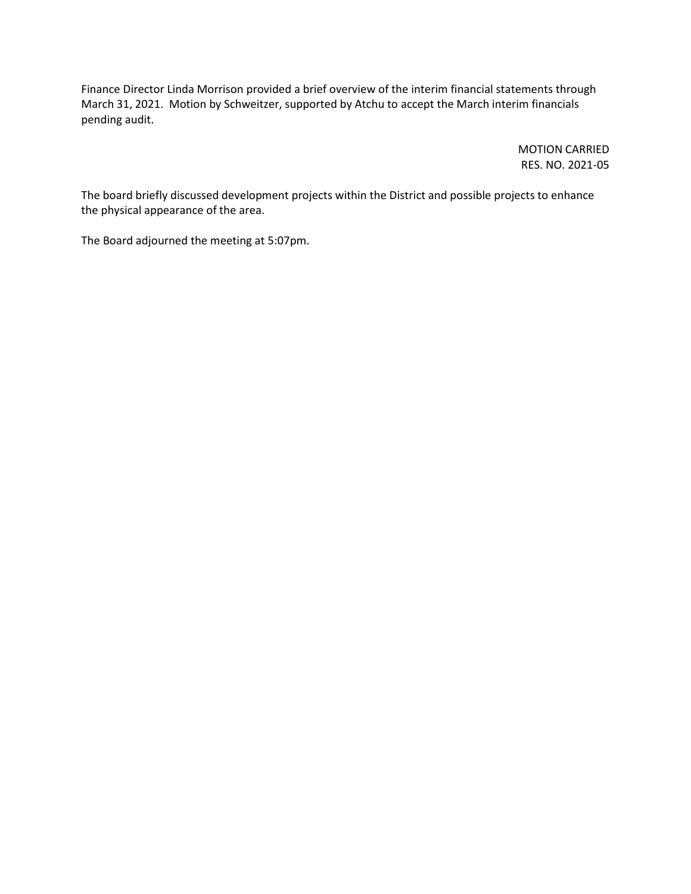Finance Director Linda Morrison provided a brief overview of the interim financial statements through March 31, 2021. Motion by Schweitzer, supported by Atchu to accept the March interim financials pending audit.

MOTION CARRIED
RES. NO. 2021-05

The board briefly discussed development projects within the District and possible projects to enhance the physical appearance of the area.

The Board adjourned the meeting at 5:07pm.